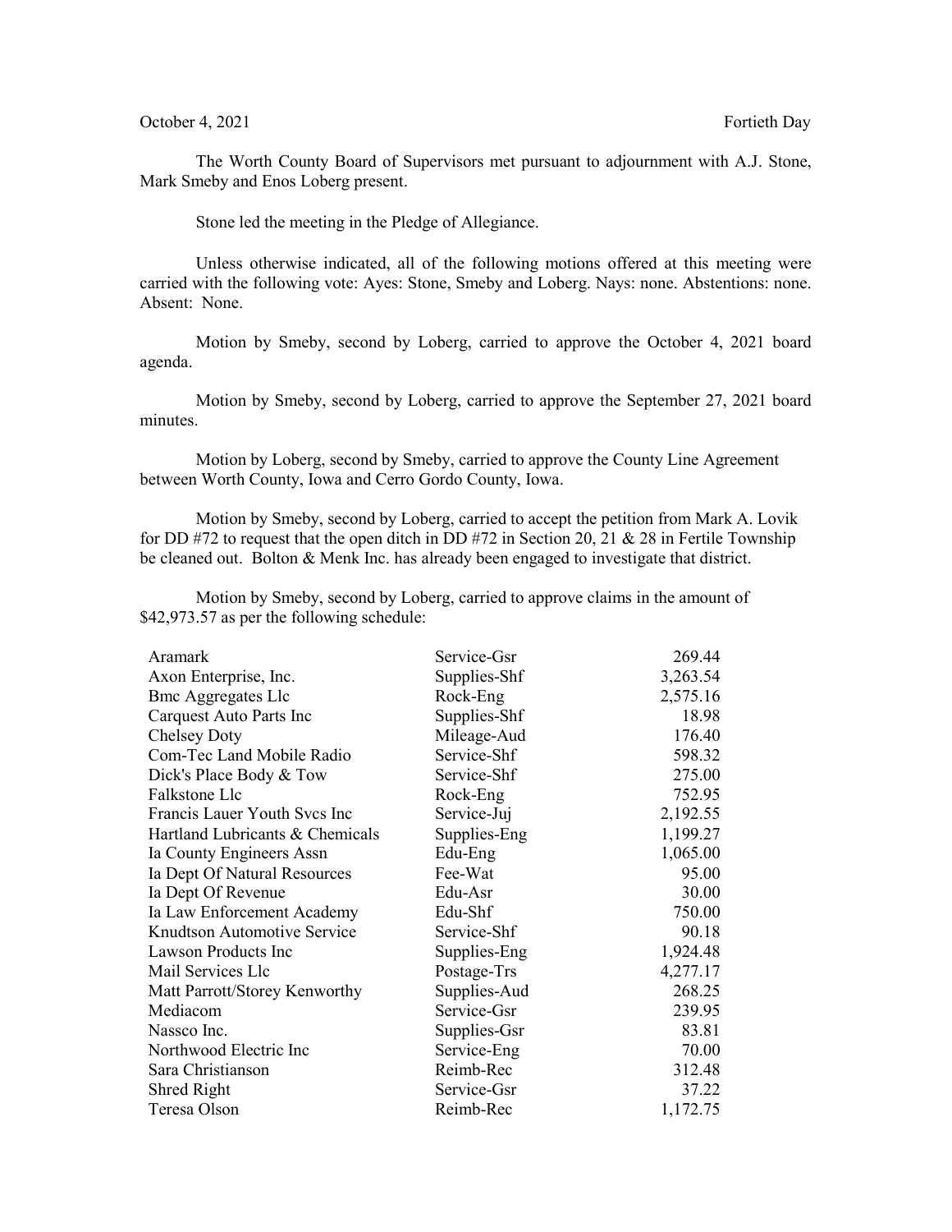October 4, 2021 Fortieth Day

The Worth County Board of Supervisors met pursuant to adjournment with A.J. Stone, Mark Smeby and Enos Loberg present.

Stone led the meeting in the Pledge of Allegiance.

Unless otherwise indicated, all of the following motions offered at this meeting were carried with the following vote: Ayes: Stone, Smeby and Loberg. Nays: none. Abstentions: none. Absent: None.

Motion by Smeby, second by Loberg, carried to approve the October 4, 2021 board agenda.

Motion by Smeby, second by Loberg, carried to approve the September 27, 2021 board minutes.

Motion by Loberg, second by Smeby, carried to approve the County Line Agreement between Worth County, Iowa and Cerro Gordo County, Iowa.

Motion by Smeby, second by Loberg, carried to accept the petition from Mark A. Lovik for DD #72 to request that the open ditch in DD #72 in Section 20, 21 & 28 in Fertile Township be cleaned out. Bolton & Menk Inc. has already been engaged to investigate that district.

Motion by Smeby, second by Loberg, carried to approve claims in the amount of $42,973.57 as per the following schedule:

| | | |
|---|---|---|
| Aramark | Service-Gsr | 269.44 |
| Axon Enterprise, Inc. | Supplies-Shf | 3,263.54 |
| Bmc Aggregates Llc | Rock-Eng | 2,575.16 |
| Carquest Auto Parts Inc | Supplies-Shf | 18.98 |
| Chelsey Doty | Mileage-Aud | 176.40 |
| Com-Tec Land Mobile Radio | Service-Shf | 598.32 |
| Dick's Place Body & Tow | Service-Shf | 275.00 |
| Falkstone Llc | Rock-Eng | 752.95 |
| Francis Lauer Youth Svcs Inc | Service-Juj | 2,192.55 |
| Hartland Lubricants & Chemicals | Supplies-Eng | 1,199.27 |
| Ia County Engineers Assn | Edu-Eng | 1,065.00 |
| Ia Dept Of Natural Resources | Fee-Wat | 95.00 |
| Ia Dept Of Revenue | Edu-Asr | 30.00 |
| Ia Law Enforcement Academy | Edu-Shf | 750.00 |
| Knudtson Automotive Service | Service-Shf | 90.18 |
| Lawson Products Inc | Supplies-Eng | 1,924.48 |
| Mail Services Llc | Postage-Trs | 4,277.17 |
| Matt Parrott/Storey Kenworthy | Supplies-Aud | 268.25 |
| Mediacom | Service-Gsr | 239.95 |
| Nassco Inc. | Supplies-Gsr | 83.81 |
| Northwood Electric Inc | Service-Eng | 70.00 |
| Sara Christianson | Reimb-Rec | 312.48 |
| Shred Right | Service-Gsr | 37.22 |
| Teresa Olson | Reimb-Rec | 1,172.75 |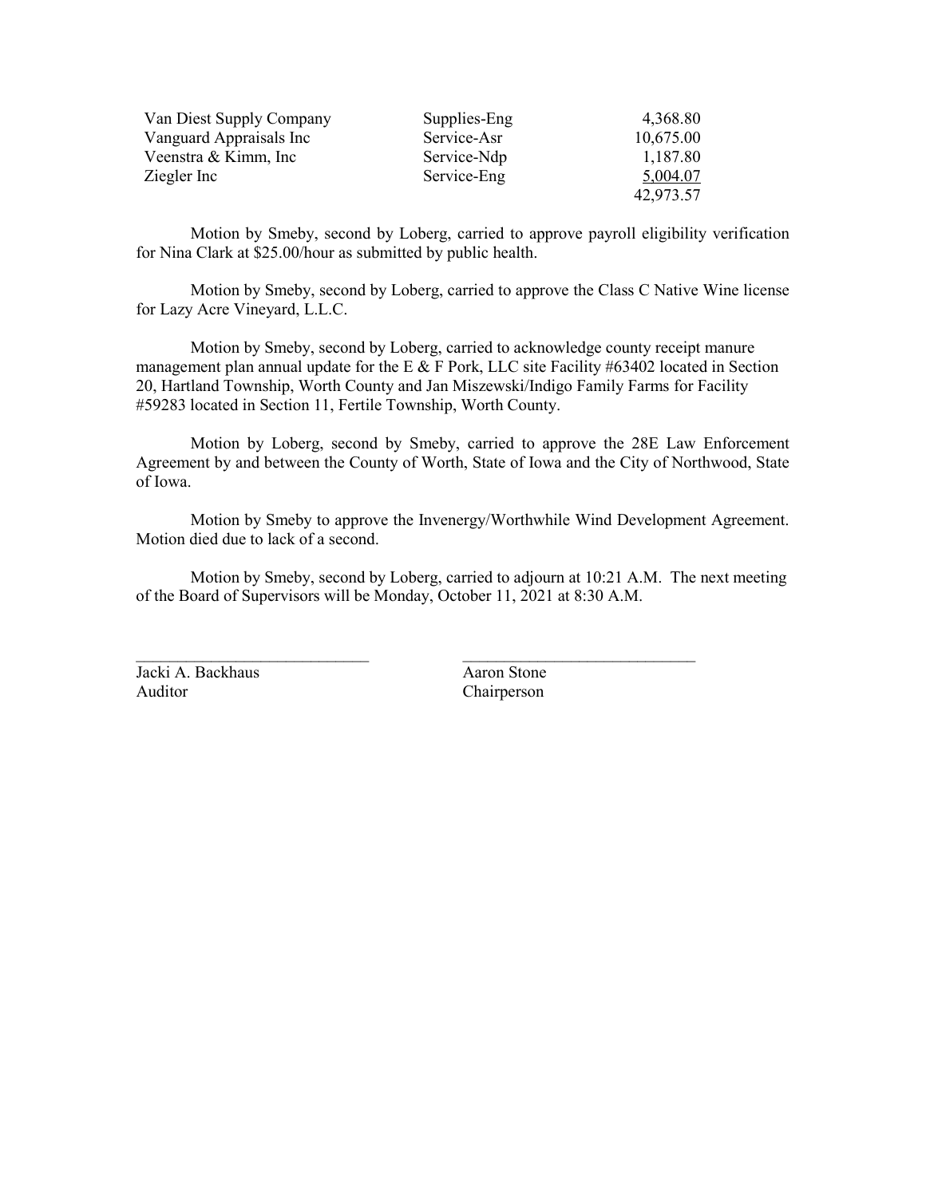| | | |
|---|---|---|
| Van Diest Supply Company | Supplies-Eng | 4,368.80 |
| Vanguard Appraisals Inc | Service-Asr | 10,675.00 |
| Veenstra & Kimm, Inc | Service-Ndp | 1,187.80 |
| Ziegler Inc | Service-Eng | 5,004.07 |
| | | 42,973.57 |

Motion by Smeby, second by Loberg, carried to approve payroll eligibility verification for Nina Clark at $25.00/hour as submitted by public health.

Motion by Smeby, second by Loberg, carried to approve the Class C Native Wine license for Lazy Acre Vineyard, L.L.C.

Motion by Smeby, second by Loberg, carried to acknowledge county receipt manure management plan annual update for the E & F Pork, LLC site Facility #63402 located in Section 20, Hartland Township, Worth County and Jan Miszewski/Indigo Family Farms for Facility #59283 located in Section 11, Fertile Township, Worth County.

Motion by Loberg, second by Smeby, carried to approve the 28E Law Enforcement Agreement by and between the County of Worth, State of Iowa and the City of Northwood, State of Iowa.

Motion by Smeby to approve the Invenergy/Worthwhile Wind Development Agreement. Motion died due to lack of a second.

Motion by Smeby, second by Loberg, carried to adjourn at 10:21 A.M. The next meeting of the Board of Supervisors will be Monday, October 11, 2021 at 8:30 A.M.

_____________________________ _____________________________

Jacki A. Backhaus Aaron Stone
Auditor Chairperson